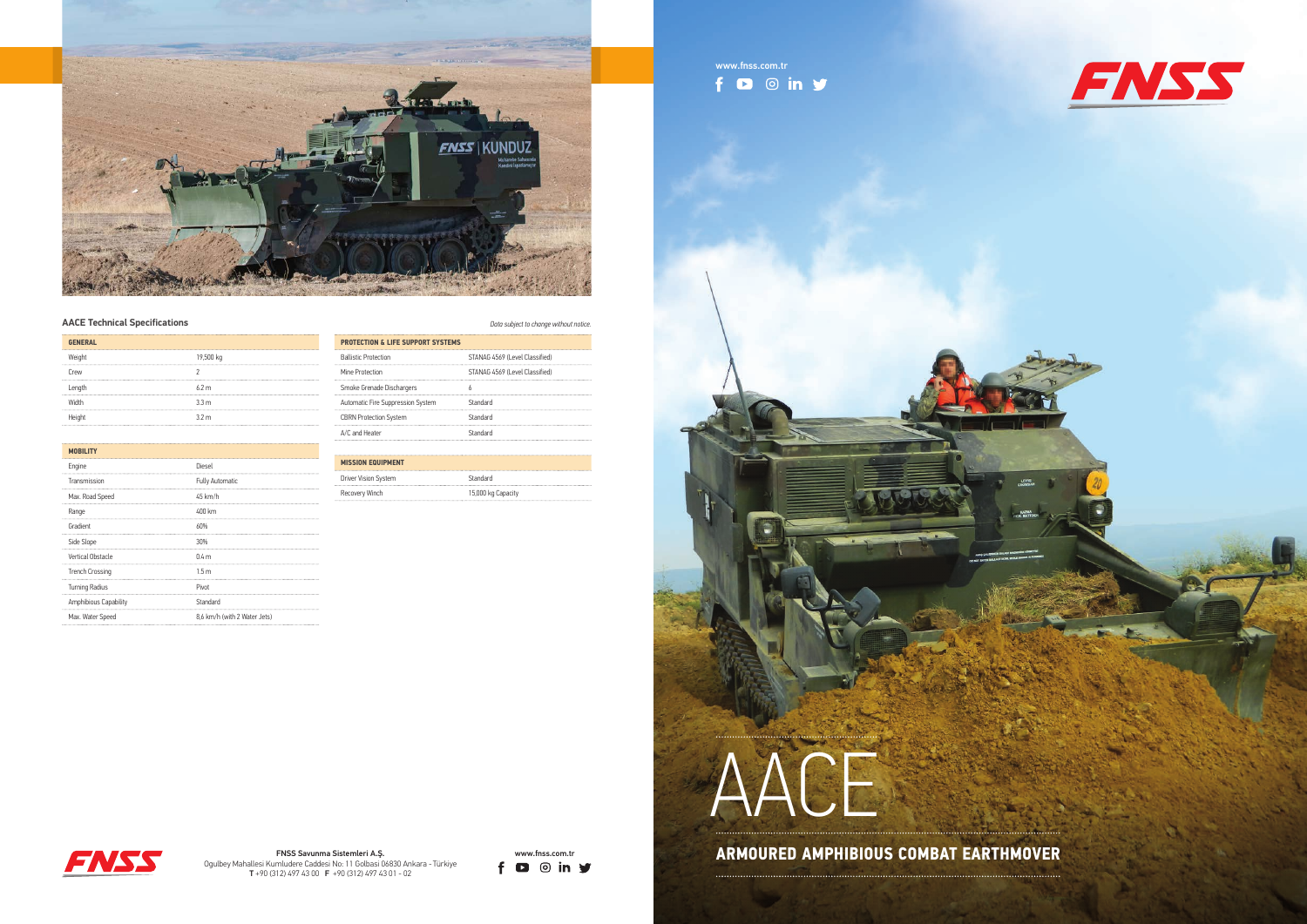## AACE Technical Specifications

*Data subject to change without notice.*

| GENERAL | |
|---|---|
| Weight | 19,500 kg |
| Crew | 2 |
| Length | 6.2 m |
| Width | 3.3 m |
| Height | 3.2 m |

| MOBILITY | |
|---|---|
| Engine | Diesel |
| Transmission | Fully Automatic |
| Max. Road Speed | 45 km/h |
| Range | 400 km |
| Gradient | 60% |
| Side Slope | 30% |
| Vertical Obstacle | 0.4 m |
| Trench Crossing | 1.5 m |
| Turning Radius | Pivot |
| Amphibious Capability | Standard |
| Max. Water Speed | 8,6 km/h (with 2 Water Jets) |

| PROTECTION & LIFE SUPPORT SYSTEMS | |
|---|---|
| Ballistic Protection | STANAG 4569 (Level Classified) |
| Mine Protection | STANAG 4569 (Level Classified) |
| Smoke Grenade Dischargers | 6 |
| Automatic Fire Suppression System | Standard |
| CBRN Protection System | Standard |
| A/C and Heater | Standard |

| MISSION EQUIPMENT | |
|---|---|
| Driver Vision System | Standard |
| Recovery Winch | 15,000 kg Capacity |

**FNSS Savunma Sistemleri A.Ş.**
Ogulbey Mahallesi Kumludere Caddesi No: 11 Golbasi 06830 Ankara - Türkiye
**T** +90 (312) 497 43 00 **F** +90 (312) 497 43 01 - 02

www.fnss.com.tr

# AACE

## ARMOURED AMPHIBIOUS COMBAT EARTHMOVER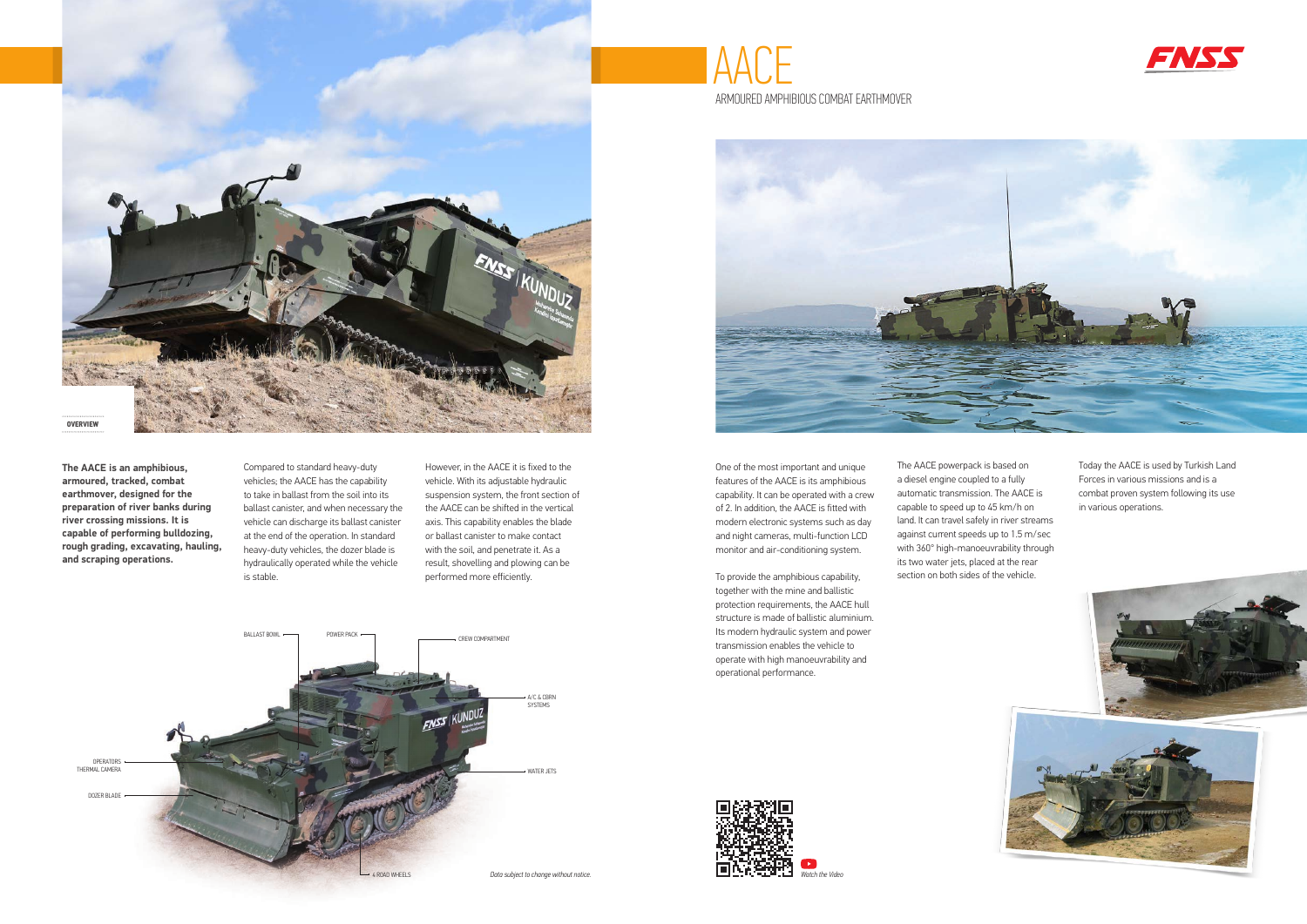# AACE

## ARMOURED AMPHIBIOUS COMBAT EARTHMOVER

OVERVIEW

**The AACE is an amphibious, armoured, tracked, combat earthmover, designed for the preparation of river banks during river crossing missions. It is capable of performing bulldozing, rough grading, excavating, hauling, and scraping operations.**

Compared to standard heavy-duty vehicles; the AACE has the capability to take in ballast from the soil into its ballast canister, and when necessary the vehicle can discharge its ballast canister at the end of the operation. In standard heavy-duty vehicles, the dozer blade is hydraulically operated while the vehicle is stable.

However, in the AACE it is fixed to the vehicle. With its adjustable hydraulic suspension system, the front section of the AACE can be shifted in the vertical axis. This capability enables the blade or ballast canister to make contact with the soil, and penetrate it. As a result, shovelling and plowing can be performed more efficiently.

BALLAST BOWL
POWER PACK
CREW COMPARTMENT
A/C & CBRN SYSTEMS
WATER JETS
OPERATORS THERMAL CAMERA
DOZER BLADE
4 ROAD WHEELS

*Data subject to change without notice.*

One of the most important and unique features of the AACE is its amphibious capability. It can be operated with a crew of 2. In addition, the AACE is fitted with modern electronic systems such as day and night cameras, multi-function LCD monitor and air-conditioning system.

To provide the amphibious capability, together with the mine and ballistic protection requirements, the AACE hull structure is made of ballistic aluminium. Its modern hydraulic system and power transmission enables the vehicle to operate with high manoeuvrability and operational performance.

The AACE powerpack is based on a diesel engine coupled to a fully automatic transmission. The AACE is capable to speed up to 45 km/h on land. It can travel safely in river streams against current speeds up to 1.5 m/sec with 360° high-manoeuvrability through its two water jets, placed at the rear section on both sides of the vehicle.

Today the AACE is used by Turkish Land Forces in various missions and is a combat proven system following its use in various operations.

*Watch the Video*